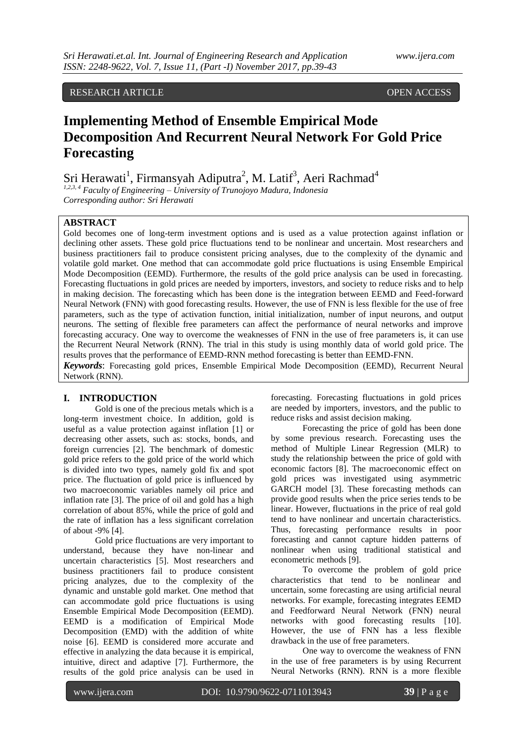RESEARCH ARTICLE OPEN ACCESS

# Implementing Method of Ensemble Empirical Mode Decomposition And Recurrent Neural Network For Gold Price Forecasting

Sri Herawati[1], Firmansyah Adiputra[2], M. Latif[3], Aeri Rachmad[4]

*[1,2,3,4] Faculty of Engineering – University of Trunojoyo Madura, Indonesia*
*Corresponding author: Sri Herawati*

## ABSTRACT

Gold becomes one of long-term investment options and is used as a value protection against inflation or declining other assets. These gold price fluctuations tend to be nonlinear and uncertain. Most researchers and business practitioners fail to produce consistent pricing analyses, due to the complexity of the dynamic and volatile gold market. One method that can accommodate gold price fluctuations is using Ensemble Empirical Mode Decomposition (EEMD). Furthermore, the results of the gold price analysis can be used in forecasting. Forecasting fluctuations in gold prices are needed by importers, investors, and society to reduce risks and to help in making decision. The forecasting which has been done is the integration between EEMD and Feed-forward Neural Network (FNN) with good forecasting results. However, the use of FNN is less flexible for the use of free parameters, such as the type of activation function, initial initialization, number of input neurons, and output neurons. The setting of flexible free parameters can affect the performance of neural networks and improve forecasting accuracy. One way to overcome the weaknesses of FNN in the use of free parameters is, it can use the Recurrent Neural Network (RNN). The trial in this study is using monthly data of world gold price. The results proves that the performance of EEMD-RNN method forecasting is better than EEMD-FNN.

***Keywords***: Forecasting gold prices, Ensemble Empirical Mode Decomposition (EEMD), Recurrent Neural Network (RNN).

## I. INTRODUCTION

Gold is one of the precious metals which is a long-term investment choice. In addition, gold is useful as a value protection against inflation [1] or decreasing other assets, such as: stocks, bonds, and foreign currencies [2]. The benchmark of domestic gold price refers to the gold price of the world which is divided into two types, namely gold fix and spot price. The fluctuation of gold price is influenced by two macroeconomic variables namely oil price and inflation rate [3]. The price of oil and gold has a high correlation of about 85%, while the price of gold and the rate of inflation has a less significant correlation of about -9% [4].

Gold price fluctuations are very important to understand, because they have non-linear and uncertain characteristics [5]. Most researchers and business practitioners fail to produce consistent pricing analyzes, due to the complexity of the dynamic and unstable gold market. One method that can accommodate gold price fluctuations is using Ensemble Empirical Mode Decomposition (EEMD). EEMD is a modification of Empirical Mode Decomposition (EMD) with the addition of white noise [6]. EEMD is considered more accurate and effective in analyzing the data because it is empirical, intuitive, direct and adaptive [7]. Furthermore, the results of the gold price analysis can be used in forecasting. Forecasting fluctuations in gold prices are needed by importers, investors, and the public to reduce risks and assist decision making.

Forecasting the price of gold has been done by some previous research. Forecasting uses the method of Multiple Linear Regression (MLR) to study the relationship between the price of gold with economic factors [8]. The macroeconomic effect on gold prices was investigated using asymmetric GARCH model [3]. These forecasting methods can provide good results when the price series tends to be linear. However, fluctuations in the price of real gold tend to have nonlinear and uncertain characteristics. Thus, forecasting performance results in poor forecasting and cannot capture hidden patterns of nonlinear when using traditional statistical and econometric methods [9].

To overcome the problem of gold price characteristics that tend to be nonlinear and uncertain, some forecasting are using artificial neural networks. For example, forecasting integrates EEMD and Feedforward Neural Network (FNN) neural networks with good forecasting results [10]. However, the use of FNN has a less flexible drawback in the use of free parameters.

One way to overcome the weakness of FNN in the use of free parameters is by using Recurrent Neural Networks (RNN). RNN is a more flexible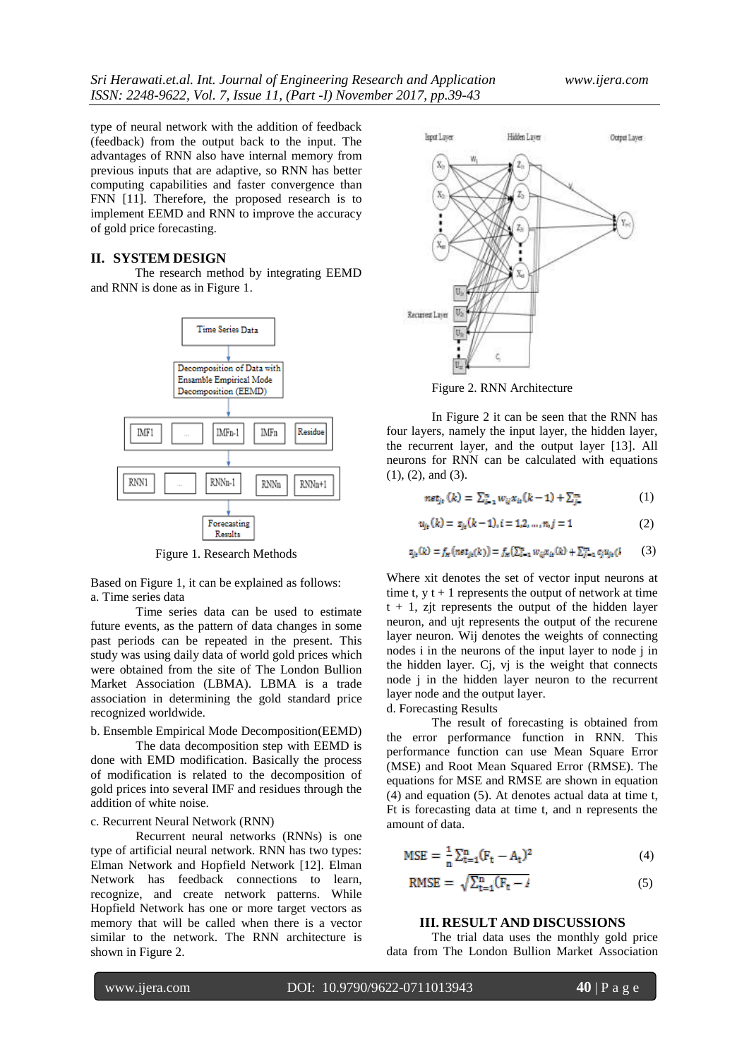type of neural network with the addition of feedback (feedback) from the output back to the input. The advantages of RNN also have internal memory from previous inputs that are adaptive, so RNN has better computing capabilities and faster convergence than FNN [11]. Therefore, the proposed research is to implement EEMD and RNN to improve the accuracy of gold price forecasting.

## II. SYSTEM DESIGN

The research method by integrating EEMD and RNN is done as in Figure 1.

Figure 1. Research Methods

Based on Figure 1, it can be explained as follows:

a. Time series data

Time series data can be used to estimate future events, as the pattern of data changes in some past periods can be repeated in the present. This study was using daily data of world gold prices which were obtained from the site of The London Bullion Market Association (LBMA). LBMA is a trade association in determining the gold standard price recognized worldwide.

b. Ensemble Empirical Mode Decomposition(EEMD)

The data decomposition step with EEMD is done with EMD modification. Basically the process of modification is related to the decomposition of gold prices into several IMF and residues through the addition of white noise.

c. Recurrent Neural Network (RNN)

Recurrent neural networks (RNNs) is one type of artificial neural network. RNN has two types: Elman Network and Hopfield Network [12]. Elman Network has feedback connections to learn, recognize, and create network patterns. While Hopfield Network has one or more target vectors as memory that will be called when there is a vector similar to the network. The RNN architecture is shown in Figure 2.

Figure 2. RNN Architecture

In Figure 2 it can be seen that the RNN has four layers, namely the input layer, the hidden layer, the recurrent layer, and the output layer [13]. All neurons for RNN can be calculated with equations (1), (2), and (3).

$$net_{jt}(k) = \sum_{i=1}^{n} w_{ij} x_{it}(k-1) + \sum_{j=1}^{m} \quad (1)$$

$$u_{jt}(k) = z_{jt}(k-1), i = 1,2,\ldots,n, j = 1 \quad (2)$$

$$z_{jt}(k) = f_H(net_{jt}(k)) = f_H\left(\sum_{i=1}^{n} w_{ij} x_{it}(k) + \sum_{j=1}^{m} c_j u_{jt}(k\right. \quad (3)$$

Where xit denotes the set of vector input neurons at time t, y t + 1 represents the output of network at time t + 1, zjt represents the output of the hidden layer neuron, and ujt represents the output of the recurene layer neuron. Wij denotes the weights of connecting nodes i in the neurons of the input layer to node j in the hidden layer. Cj, vj is the weight that connects node j in the hidden layer neuron to the recurrent layer node and the output layer.

d. Forecasting Results

The result of forecasting is obtained from the error performance function in RNN. This performance function can use Mean Square Error (MSE) and Root Mean Squared Error (RMSE). The equations for MSE and RMSE are shown in equation (4) and equation (5). At denotes actual data at time t, Ft is forecasting data at time t, and n represents the amount of data.

$$\text{MSE} = \frac{1}{n}\sum_{t=1}^{n}(F_t - A_t)^2 \quad (4)$$

$$\text{RMSE} = \sqrt{\sum_{t=1}^{n}(F_t - A\right.} \quad (5)$$

## III. RESULT AND DISCUSSIONS

The trial data uses the monthly gold price data from The London Bullion Market Association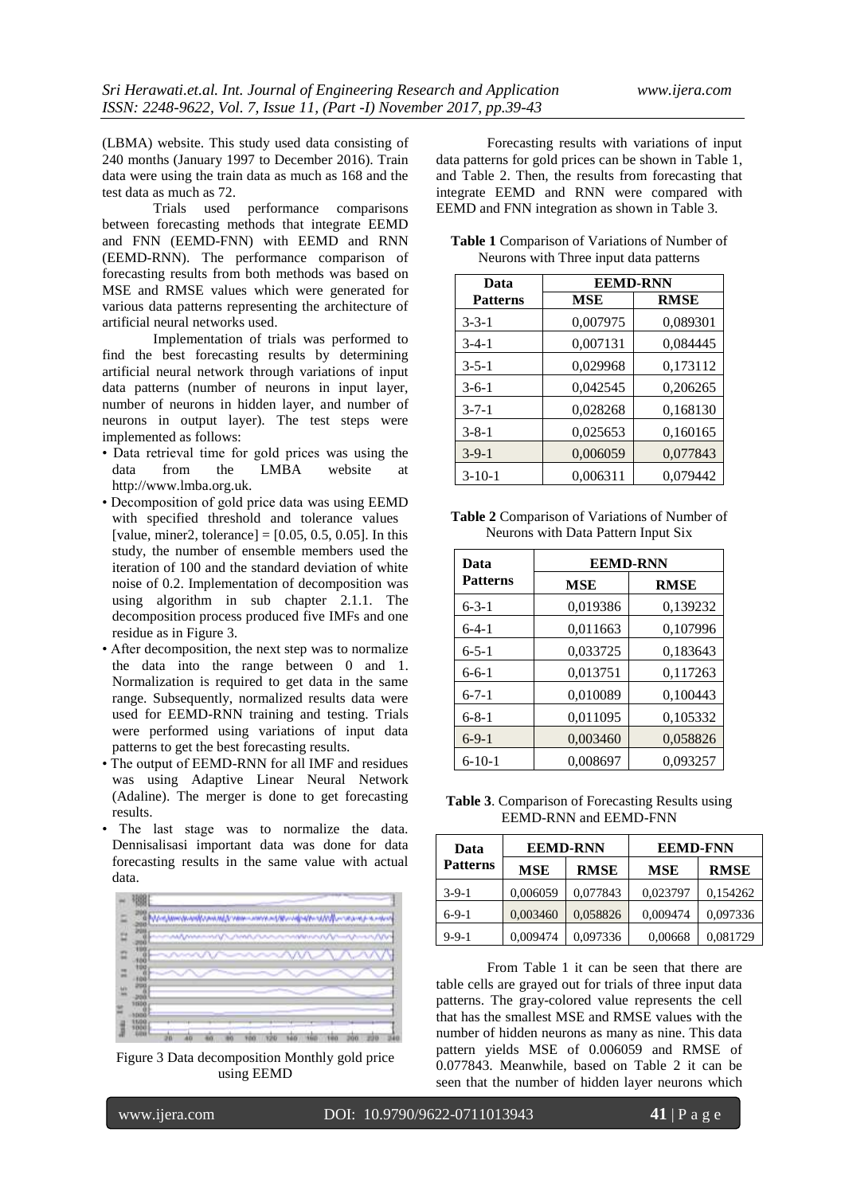(LBMA) website. This study used data consisting of 240 months (January 1997 to December 2016). Train data were using the train data as much as 168 and the test data as much as 72.

Trials used performance comparisons between forecasting methods that integrate EEMD and FNN (EEMD-FNN) with EEMD and RNN (EEMD-RNN). The performance comparison of forecasting results from both methods was based on MSE and RMSE values which were generated for various data patterns representing the architecture of artificial neural networks used.

Implementation of trials was performed to find the best forecasting results by determining artificial neural network through variations of input data patterns (number of neurons in input layer, number of neurons in hidden layer, and number of neurons in output layer). The test steps were implemented as follows:

- Data retrieval time for gold prices was using the data from the LMBA website at http://www.lmba.org.uk.
- Decomposition of gold price data was using EEMD with specified threshold and tolerance values [value, miner2, tolerance] = [0.05, 0.5, 0.05]. In this study, the number of ensemble members used the iteration of 100 and the standard deviation of white noise of 0.2. Implementation of decomposition was using algorithm in sub chapter 2.1.1. The decomposition process produced five IMFs and one residue as in Figure 3.
- After decomposition, the next step was to normalize the data into the range between 0 and 1. Normalization is required to get data in the same range. Subsequently, normalized results data were used for EEMD-RNN training and testing. Trials were performed using variations of input data patterns to get the best forecasting results.
- The output of EEMD-RNN for all IMF and residues was using Adaptive Linear Neural Network (Adaline). The merger is done to get forecasting results.
- The last stage was to normalize the data. Dennisalisasi important data was done for data forecasting results in the same value with actual data.

Figure 3 Data decomposition Monthly gold price using EEMD

Forecasting results with variations of input data patterns for gold prices can be shown in Table 1, and Table 2. Then, the results from forecasting that integrate EEMD and RNN were compared with EEMD and FNN integration as shown in Table 3.

**Table 1** Comparison of Variations of Number of Neurons with Three input data patterns

| Data Patterns | EEMD-RNN | |
|---|---|---|
| | MSE | RMSE |
| 3-3-1 | 0,007975 | 0,089301 |
| 3-4-1 | 0,007131 | 0,084445 |
| 3-5-1 | 0,029968 | 0,173112 |
| 3-6-1 | 0,042545 | 0,206265 |
| 3-7-1 | 0,028268 | 0,168130 |
| 3-8-1 | 0,025653 | 0,160165 |
| 3-9-1 | 0,006059 | 0,077843 |
| 3-10-1 | 0,006311 | 0,079442 |

**Table 2** Comparison of Variations of Number of Neurons with Data Pattern Input Six

| Data Patterns | EEMD-RNN | |
|---|---|---|
| | MSE | RMSE |
| 6-3-1 | 0,019386 | 0,139232 |
| 6-4-1 | 0,011663 | 0,107996 |
| 6-5-1 | 0,033725 | 0,183643 |
| 6-6-1 | 0,013751 | 0,117263 |
| 6-7-1 | 0,010089 | 0,100443 |
| 6-8-1 | 0,011095 | 0,105332 |
| 6-9-1 | 0,003460 | 0,058826 |
| 6-10-1 | 0,008697 | 0,093257 |

**Table 3**. Comparison of Forecasting Results using EEMD-RNN and EEMD-FNN

| Data Patterns | EEMD-RNN | | EEMD-FNN | |
|---|---|---|---|---|
| | MSE | RMSE | MSE | RMSE |
| 3-9-1 | 0,006059 | 0,077843 | 0,023797 | 0,154262 |
| 6-9-1 | 0,003460 | 0,058826 | 0,009474 | 0,097336 |
| 9-9-1 | 0,009474 | 0,097336 | 0,00668 | 0,081729 |

From Table 1 it can be seen that there are table cells are grayed out for trials of three input data patterns. The gray-colored value represents the cell that has the smallest MSE and RMSE values with the number of hidden neurons as many as nine. This data pattern yields MSE of 0.006059 and RMSE of 0.077843. Meanwhile, based on Table 2 it can be seen that the number of hidden layer neurons which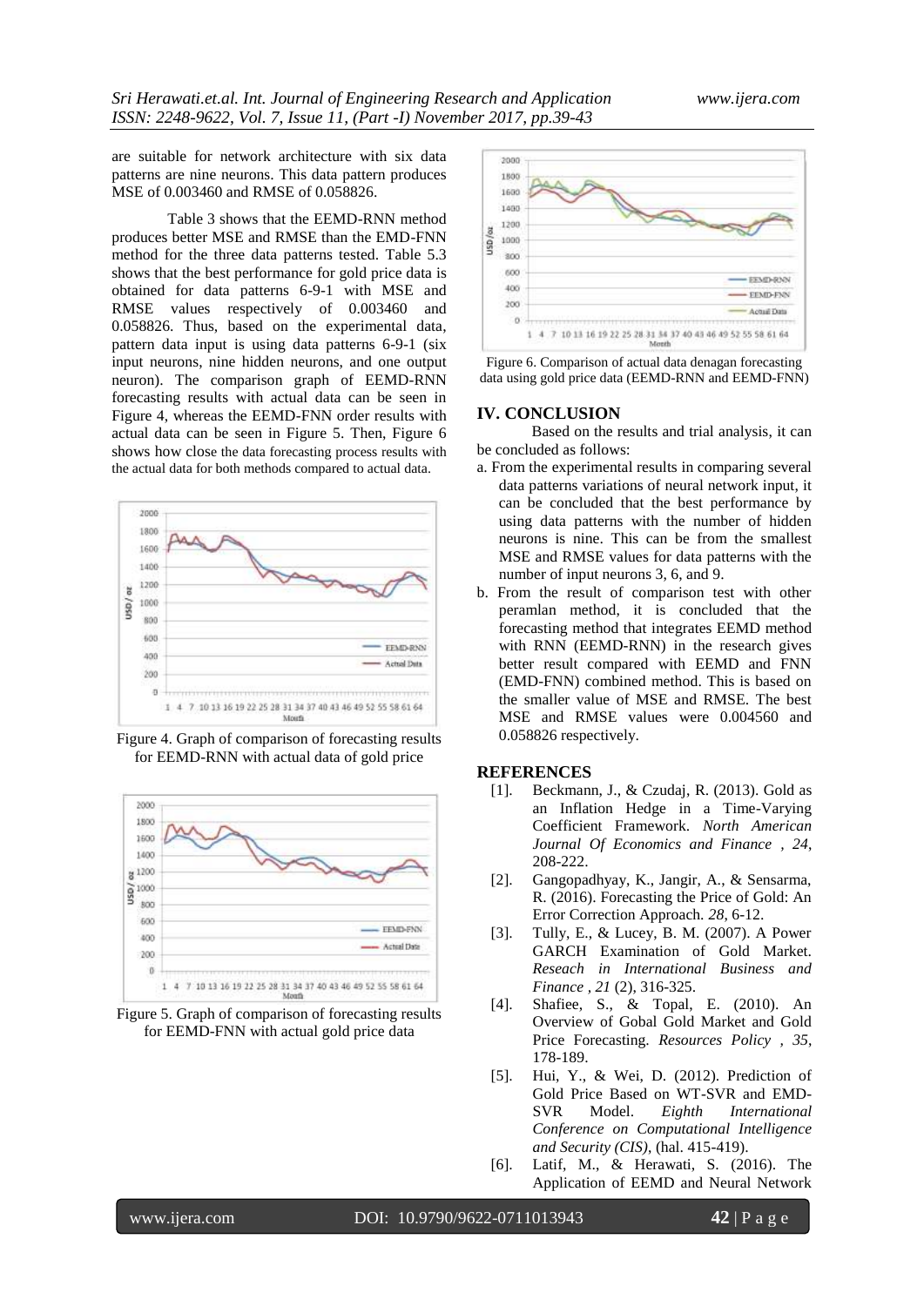are suitable for network architecture with six data patterns are nine neurons. This data pattern produces MSE of 0.003460 and RMSE of 0.058826.

Table 3 shows that the EEMD-RNN method produces better MSE and RMSE than the EMD-FNN method for the three data patterns tested. Table 5.3 shows that the best performance for gold price data is obtained for data patterns 6-9-1 with MSE and RMSE values respectively of 0.003460 and 0.058826. Thus, based on the experimental data, pattern data input is using data patterns 6-9-1 (six input neurons, nine hidden neurons, and one output neuron). The comparison graph of EEMD-RNN forecasting results with actual data can be seen in Figure 4, whereas the EEMD-FNN order results with actual data can be seen in Figure 5. Then, Figure 6 shows how close the data forecasting process results with the actual data for both methods compared to actual data.

Figure 4. Graph of comparison of forecasting results for EEMD-RNN with actual data of gold price

Figure 5. Graph of comparison of forecasting results for EEMD-FNN with actual gold price data

Figure 6. Comparison of actual data denagan forecasting data using gold price data (EEMD-RNN and EEMD-FNN)

## IV. CONCLUSION

Based on the results and trial analysis, it can be concluded as follows:

a. From the experimental results in comparing several data patterns variations of neural network input, it can be concluded that the best performance by using data patterns with the number of hidden neurons is nine. This can be from the smallest MSE and RMSE values for data patterns with the number of input neurons 3, 6, and 9.
b. From the result of comparison test with other peramlan method, it is concluded that the forecasting method that integrates EEMD method with RNN (EEMD-RNN) in the research gives better result compared with EEMD and FNN (EMD-FNN) combined method. This is based on the smaller value of MSE and RMSE. The best MSE and RMSE values were 0.004560 and 0.058826 respectively.

## REFERENCES

[1]. Beckmann, J., & Czudaj, R. (2013). Gold as an Inflation Hedge in a Time-Varying Coefficient Framework. *North American Journal Of Economics and Finance , 24*, 208-222.

[2]. Gangopadhyay, K., Jangir, A., & Sensarma, R. (2016). Forecasting the Price of Gold: An Error Correction Approach. *28*, 6-12.

[3]. Tully, E., & Lucey, B. M. (2007). A Power GARCH Examination of Gold Market. *Reseach in International Business and Finance , 21* (2), 316-325.

[4]. Shafiee, S., & Topal, E. (2010). An Overview of Gobal Gold Market and Gold Price Forecasting. *Resources Policy , 35*, 178-189.

[5]. Hui, Y., & Wei, D. (2012). Prediction of Gold Price Based on WT-SVR and EMD-SVR Model. *Eighth International Conference on Computational Intelligence and Security (CIS)*, (hal. 415-419).

[6]. Latif, M., & Herawati, S. (2016). The Application of EEMD and Neural Network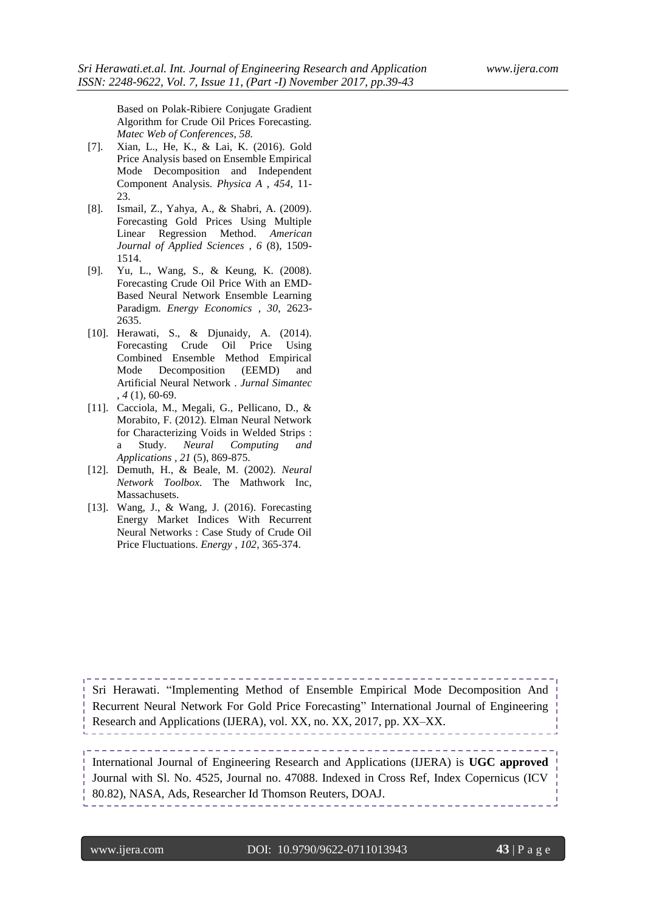Based on Polak-Ribiere Conjugate Gradient Algorithm for Crude Oil Prices Forecasting. *Matec Web of Conferences, 58.*

[7]. Xian, L., He, K., & Lai, K. (2016). Gold Price Analysis based on Ensemble Empirical Mode Decomposition and Independent Component Analysis. *Physica A , 454*, 11-23.

[8]. Ismail, Z., Yahya, A., & Shabri, A. (2009). Forecasting Gold Prices Using Multiple Linear Regression Method. *American Journal of Applied Sciences , 6* (8), 1509-1514.

[9]. Yu, L., Wang, S., & Keung, K. (2008). Forecasting Crude Oil Price With an EMD-Based Neural Network Ensemble Learning Paradigm. *Energy Economics , 30*, 2623-2635.

[10]. Herawati, S., & Djunaidy, A. (2014). Forecasting Crude Oil Price Using Combined Ensemble Method Empirical Mode Decomposition (EEMD) and Artificial Neural Network . *Jurnal Simantec , 4* (1), 60-69.

[11]. Cacciola, M., Megali, G., Pellicano, D., & Morabito, F. (2012). Elman Neural Network for Characterizing Voids in Welded Strips : a Study. *Neural Computing and Applications , 21* (5), 869-875.

[12]. Demuth, H., & Beale, M. (2002). *Neural Network Toolbox.* The Mathwork Inc, Massachusets.

[13]. Wang, J., & Wang, J. (2016). Forecasting Energy Market Indices With Recurrent Neural Networks : Case Study of Crude Oil Price Fluctuations. *Energy , 102*, 365-374.

Sri Herawati. "Implementing Method of Ensemble Empirical Mode Decomposition And Recurrent Neural Network For Gold Price Forecasting" International Journal of Engineering Research and Applications (IJERA), vol. XX, no. XX, 2017, pp. XX–XX.

International Journal of Engineering Research and Applications (IJERA) is **UGC approved** Journal with Sl. No. 4525, Journal no. 47088. Indexed in Cross Ref, Index Copernicus (ICV 80.82), NASA, Ads, Researcher Id Thomson Reuters, DOAJ.